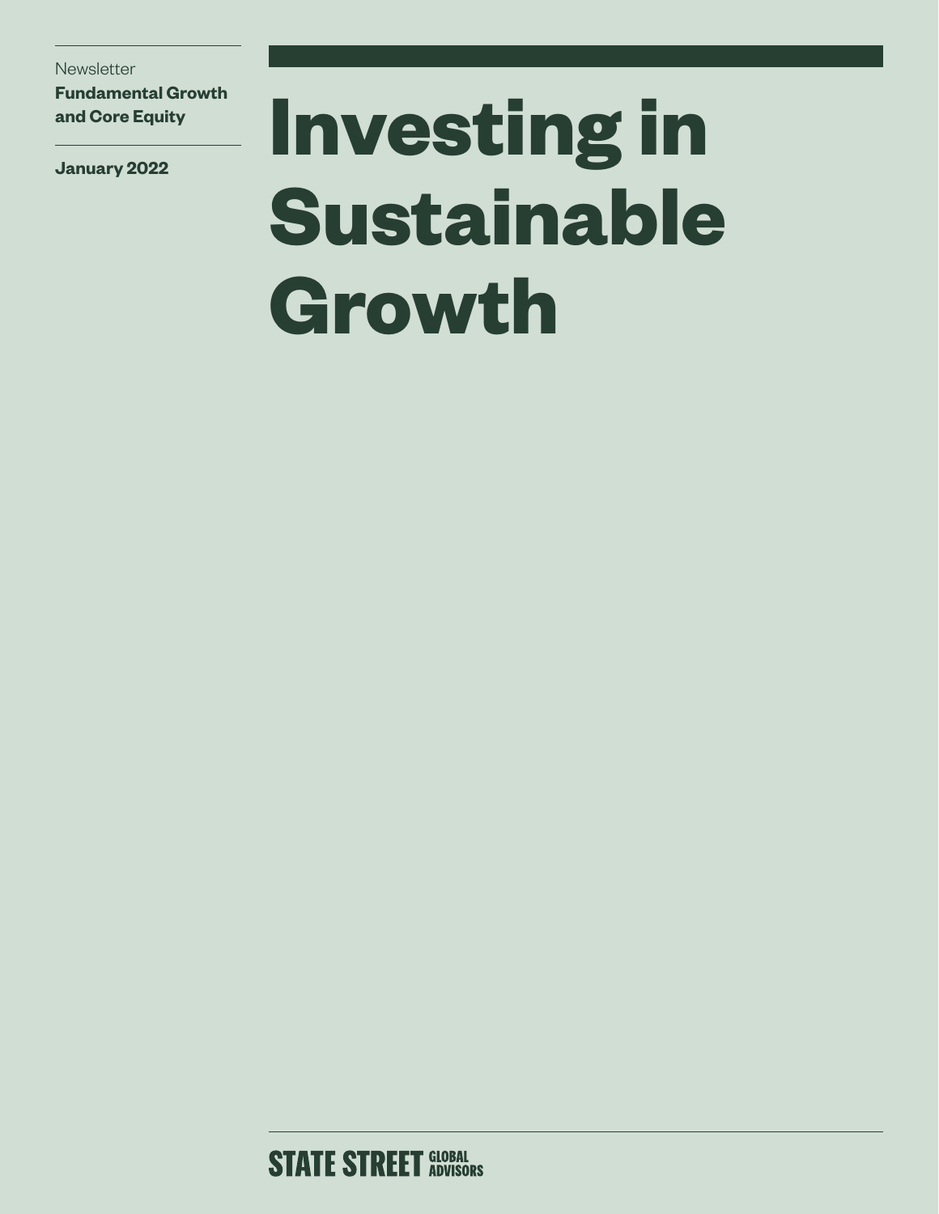Newsletter

**Fundamental Growth and Core Equity**

**January 2022**

# Investing in Sustainable Growth

STATE STREET GLOBAL ADVISORS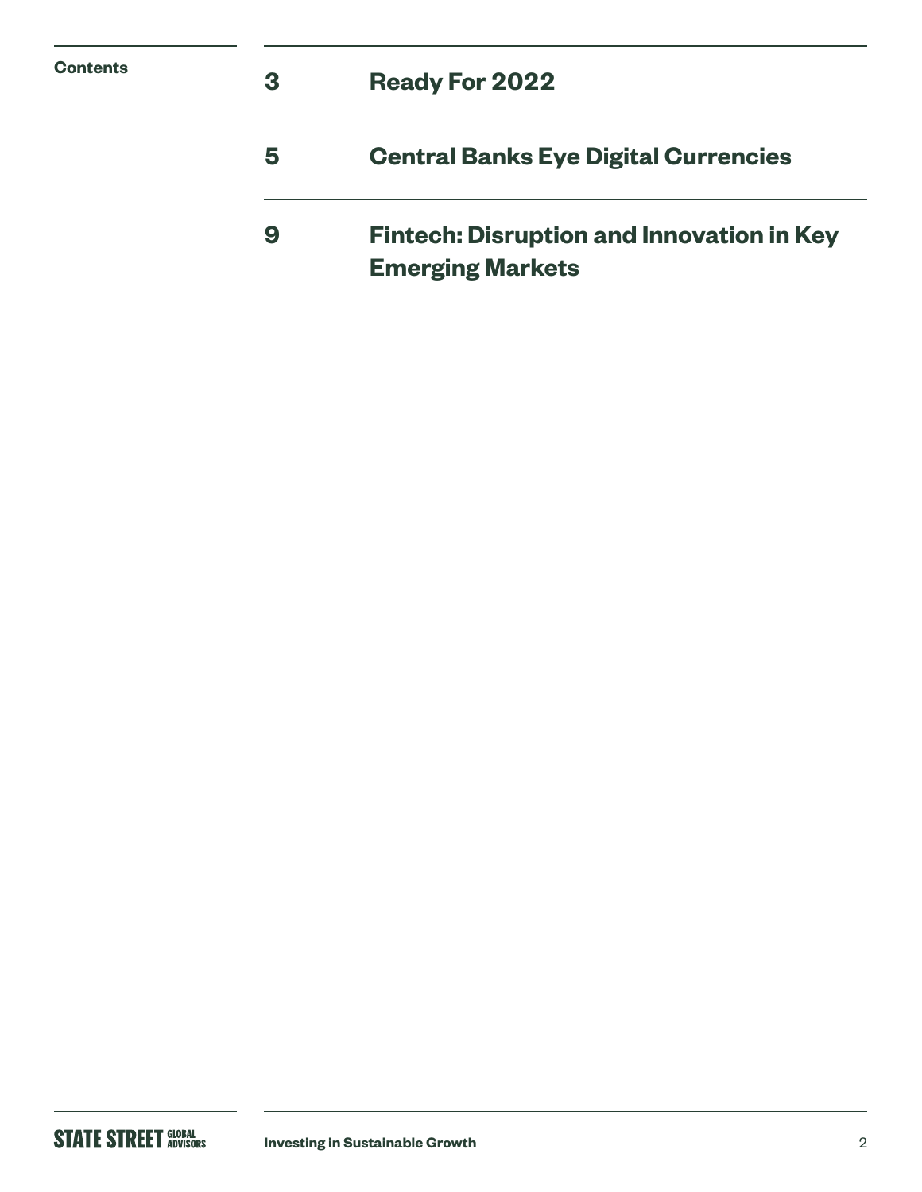**Contents**

| | |
|---|---|
| 3 | **Ready For 2022** |
| 5 | **Central Banks Eye Digital Currencies** |
| 9 | **Fintech: Disruption and Innovation in Key Emerging Markets** |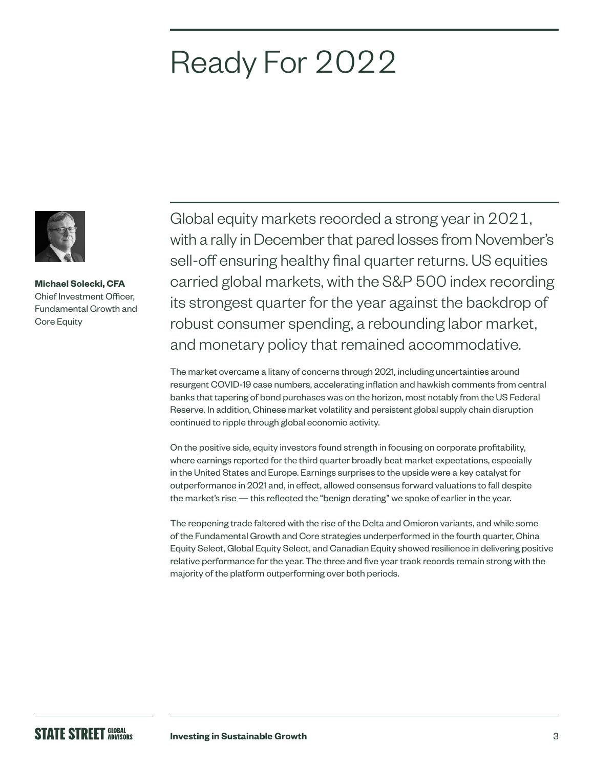# Ready For 2022

**Michael Solecki, CFA**
Chief Investment Officer, Fundamental Growth and Core Equity

Global equity markets recorded a strong year in 2021, with a rally in December that pared losses from November's sell-off ensuring healthy final quarter returns. US equities carried global markets, with the S&P 500 index recording its strongest quarter for the year against the backdrop of robust consumer spending, a rebounding labor market, and monetary policy that remained accommodative.

The market overcame a litany of concerns through 2021, including uncertainties around resurgent COVID-19 case numbers, accelerating inflation and hawkish comments from central banks that tapering of bond purchases was on the horizon, most notably from the US Federal Reserve. In addition, Chinese market volatility and persistent global supply chain disruption continued to ripple through global economic activity.

On the positive side, equity investors found strength in focusing on corporate profitability, where earnings reported for the third quarter broadly beat market expectations, especially in the United States and Europe. Earnings surprises to the upside were a key catalyst for outperformance in 2021 and, in effect, allowed consensus forward valuations to fall despite the market's rise — this reflected the "benign derating" we spoke of earlier in the year.

The reopening trade faltered with the rise of the Delta and Omicron variants, and while some of the Fundamental Growth and Core strategies underperformed in the fourth quarter, China Equity Select, Global Equity Select, and Canadian Equity showed resilience in delivering positive relative performance for the year. The three and five year track records remain strong with the majority of the platform outperforming over both periods.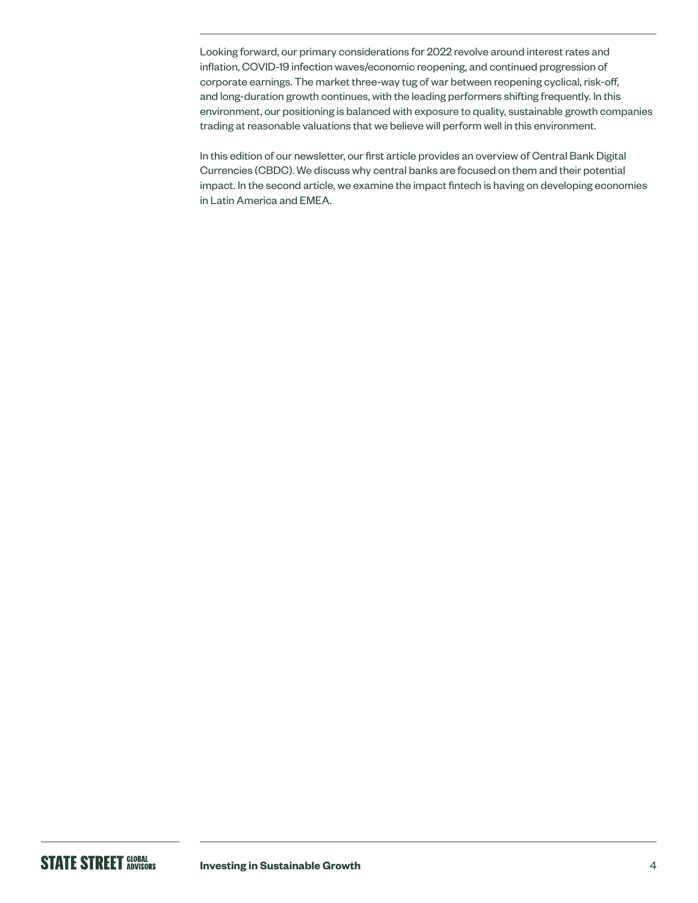Looking forward, our primary considerations for 2022 revolve around interest rates and inflation, COVID-19 infection waves/economic reopening, and continued progression of corporate earnings. The market three-way tug of war between reopening cyclical, risk-off, and long-duration growth continues, with the leading performers shifting frequently. In this environment, our positioning is balanced with exposure to quality, sustainable growth companies trading at reasonable valuations that we believe will perform well in this environment.

In this edition of our newsletter, our first article provides an overview of Central Bank Digital Currencies (CBDC). We discuss why central banks are focused on them and their potential impact. In the second article, we examine the impact fintech is having on developing economies in Latin America and EMEA.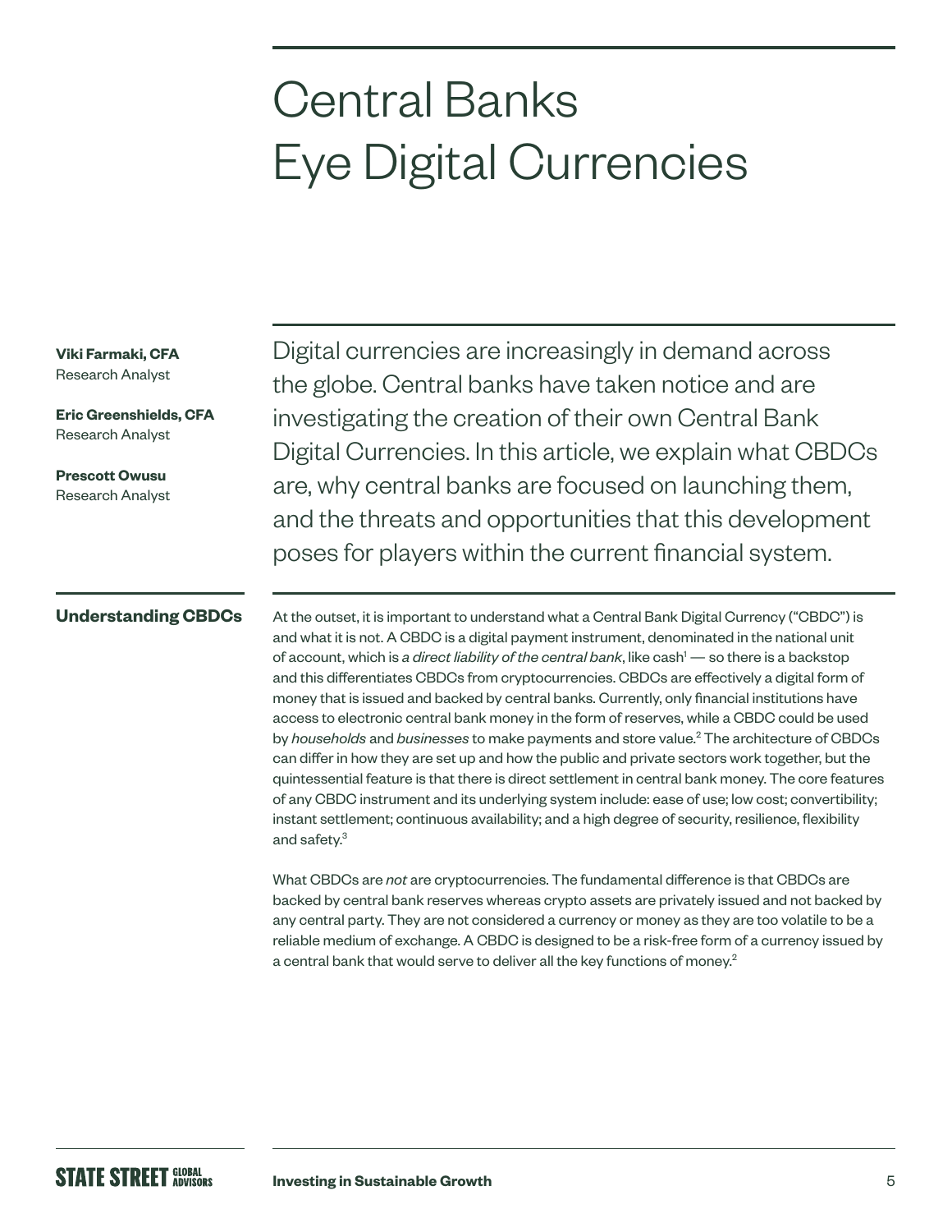# Central Banks Eye Digital Currencies

**Viki Farmaki, CFA**
Research Analyst

**Eric Greenshields, CFA**
Research Analyst

**Prescott Owusu**
Research Analyst

Digital currencies are increasingly in demand across the globe. Central banks have taken notice and are investigating the creation of their own Central Bank Digital Currencies. In this article, we explain what CBDCs are, why central banks are focused on launching them, and the threats and opportunities that this development poses for players within the current financial system.

## Understanding CBDCs

At the outset, it is important to understand what a Central Bank Digital Currency ("CBDC") is and what it is not. A CBDC is a digital payment instrument, denominated in the national unit of account, which is *a direct liability of the central bank*, like cash[1] — so there is a backstop and this differentiates CBDCs from cryptocurrencies. CBDCs are effectively a digital form of money that is issued and backed by central banks. Currently, only financial institutions have access to electronic central bank money in the form of reserves, while a CBDC could be used by *households* and *businesses* to make payments and store value.[2] The architecture of CBDCs can differ in how they are set up and how the public and private sectors work together, but the quintessential feature is that there is direct settlement in central bank money. The core features of any CBDC instrument and its underlying system include: ease of use; low cost; convertibility; instant settlement; continuous availability; and a high degree of security, resilience, flexibility and safety.[3]

What CBDCs are *not* are cryptocurrencies. The fundamental difference is that CBDCs are backed by central bank reserves whereas crypto assets are privately issued and not backed by any central party. They are not considered a currency or money as they are too volatile to be a reliable medium of exchange. A CBDC is designed to be a risk-free form of a currency issued by a central bank that would serve to deliver all the key functions of money.[2]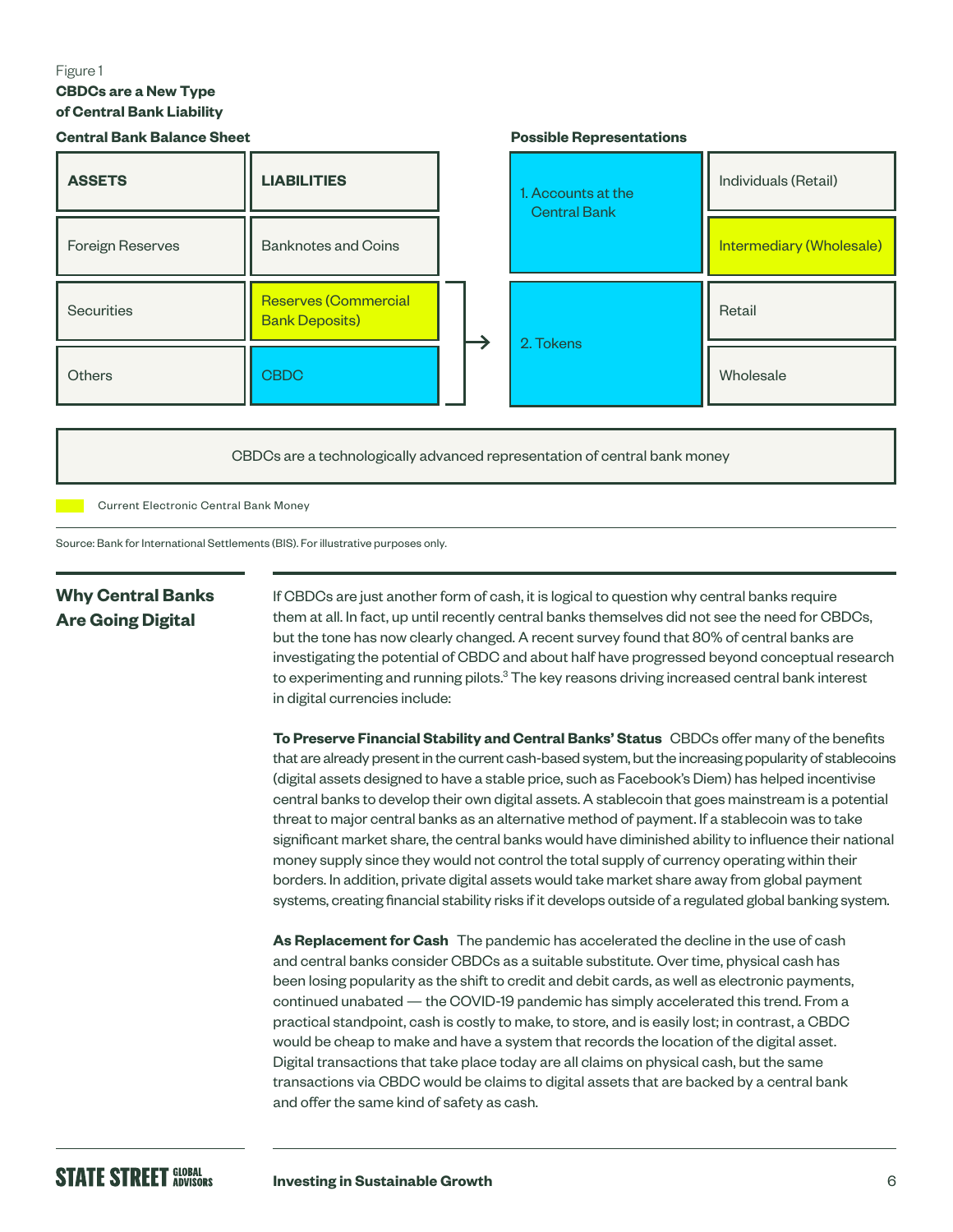Figure 1

**CBDCs are a New Type of Central Bank Liability**

**Central Bank Balance Sheet**

| ASSETS | LIABILITIES |
|---|---|
| Foreign Reserves | Banknotes and Coins |
| Securities | Reserves (Commercial Bank Deposits) |
| Others | CBDC |

**Possible Representations**

| | |
|---|---|
| 1. Accounts at the Central Bank | Individuals (Retail) |
| | Intermediary (Wholesale) |
| 2. Tokens | Retail |
| | Wholesale |

CBDCs are a technologically advanced representation of central bank money

Current Electronic Central Bank Money

Source: Bank for International Settlements (BIS). For illustrative purposes only.

## Why Central Banks Are Going Digital

If CBDCs are just another form of cash, it is logical to question why central banks require them at all. In fact, up until recently central banks themselves did not see the need for CBDCs, but the tone has now clearly changed. A recent survey found that 80% of central banks are investigating the potential of CBDC and about half have progressed beyond conceptual research to experimenting and running pilots.[3] The key reasons driving increased central bank interest in digital currencies include:

**To Preserve Financial Stability and Central Banks' Status** CBDCs offer many of the benefits that are already present in the current cash-based system, but the increasing popularity of stablecoins (digital assets designed to have a stable price, such as Facebook's Diem) has helped incentivise central banks to develop their own digital assets. A stablecoin that goes mainstream is a potential threat to major central banks as an alternative method of payment. If a stablecoin was to take significant market share, the central banks would have diminished ability to influence their national money supply since they would not control the total supply of currency operating within their borders. In addition, private digital assets would take market share away from global payment systems, creating financial stability risks if it develops outside of a regulated global banking system.

**As Replacement for Cash** The pandemic has accelerated the decline in the use of cash and central banks consider CBDCs as a suitable substitute. Over time, physical cash has been losing popularity as the shift to credit and debit cards, as well as electronic payments, continued unabated — the COVID-19 pandemic has simply accelerated this trend. From a practical standpoint, cash is costly to make, to store, and is easily lost; in contrast, a CBDC would be cheap to make and have a system that records the location of the digital asset. Digital transactions that take place today are all claims on physical cash, but the same transactions via CBDC would be claims to digital assets that are backed by a central bank and offer the same kind of safety as cash.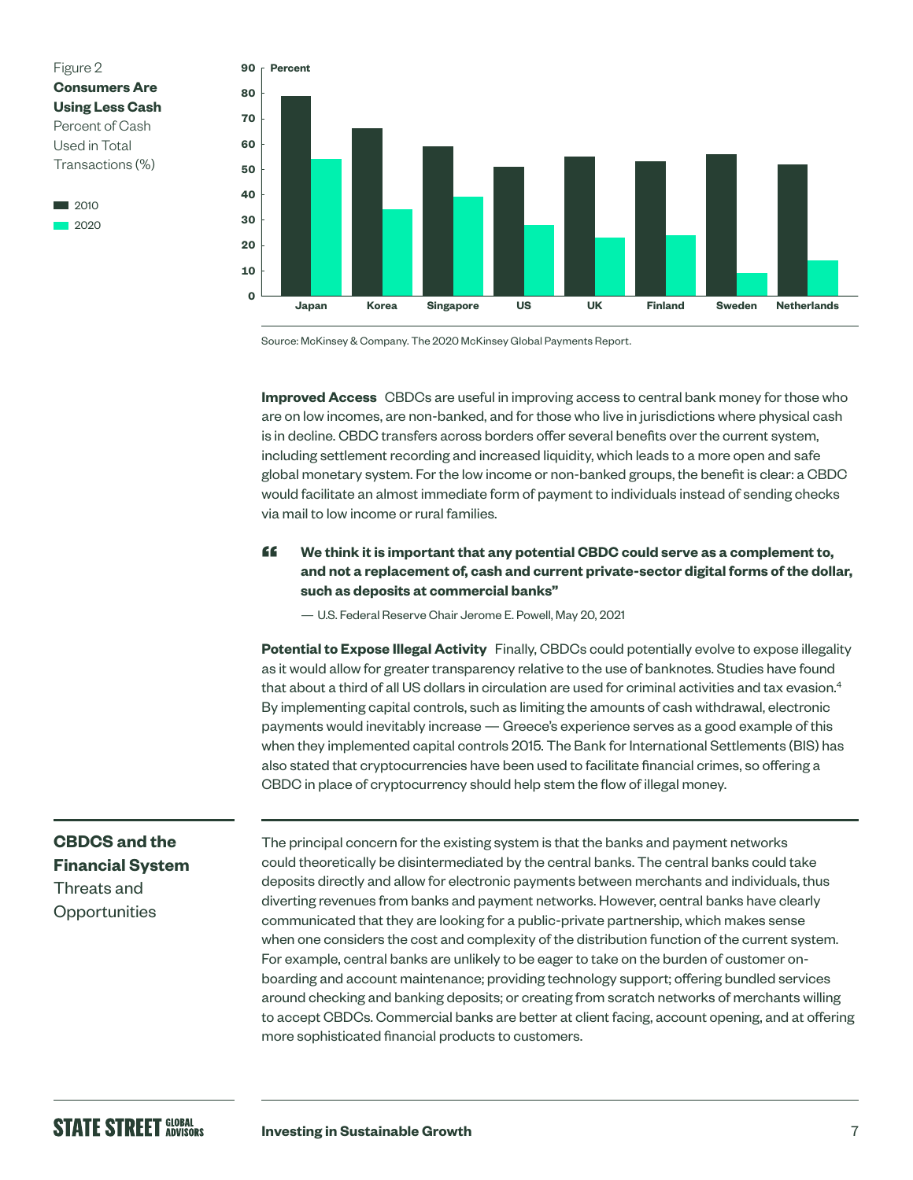Figure 2
**Consumers Are Using Less Cash**
Percent of Cash Used in Total Transactions (%)

| Country | 2010 | 2020 |
|---|---|---|
| Japan | 79 | 54 |
| Korea | 66 | 34 |
| Singapore | 59 | 39 |
| US | 51 | 28 |
| UK | 55 | 23 |
| Finland | 53 | 24 |
| Sweden | 56 | 9 |
| Netherlands | 52 | 14 |

Source: McKinsey & Company. The 2020 McKinsey Global Payments Report.

**Improved Access** CBDCs are useful in improving access to central bank money for those who are on low incomes, are non-banked, and for those who live in jurisdictions where physical cash is in decline. CBDC transfers across borders offer several benefits over the current system, including settlement recording and increased liquidity, which leads to a more open and safe global monetary system. For the low income or non-banked groups, the benefit is clear: a CBDC would facilitate an almost immediate form of payment to individuals instead of sending checks via mail to low income or rural families.

> **"We think it is important that any potential CBDC could serve as a complement to, and not a replacement of, cash and current private-sector digital forms of the dollar, such as deposits at commercial banks"**
>
> — U.S. Federal Reserve Chair Jerome E. Powell, May 20, 2021

**Potential to Expose Illegal Activity** Finally, CBDCs could potentially evolve to expose illegality as it would allow for greater transparency relative to the use of banknotes. Studies have found that about a third of all US dollars in circulation are used for criminal activities and tax evasion.[4] By implementing capital controls, such as limiting the amounts of cash withdrawal, electronic payments would inevitably increase — Greece's experience serves as a good example of this when they implemented capital controls 2015. The Bank for International Settlements (BIS) has also stated that cryptocurrencies have been used to facilitate financial crimes, so offering a CBDC in place of cryptocurrency should help stem the flow of illegal money.

## CBDCS and the Financial System

### Threats and Opportunities

The principal concern for the existing system is that the banks and payment networks could theoretically be disintermediated by the central banks. The central banks could take deposits directly and allow for electronic payments between merchants and individuals, thus diverting revenues from banks and payment networks. However, central banks have clearly communicated that they are looking for a public-private partnership, which makes sense when one considers the cost and complexity of the distribution function of the current system. For example, central banks are unlikely to be eager to take on the burden of customer on-boarding and account maintenance; providing technology support; offering bundled services around checking and banking deposits; or creating from scratch networks of merchants willing to accept CBDCs. Commercial banks are better at client facing, account opening, and at offering more sophisticated financial products to customers.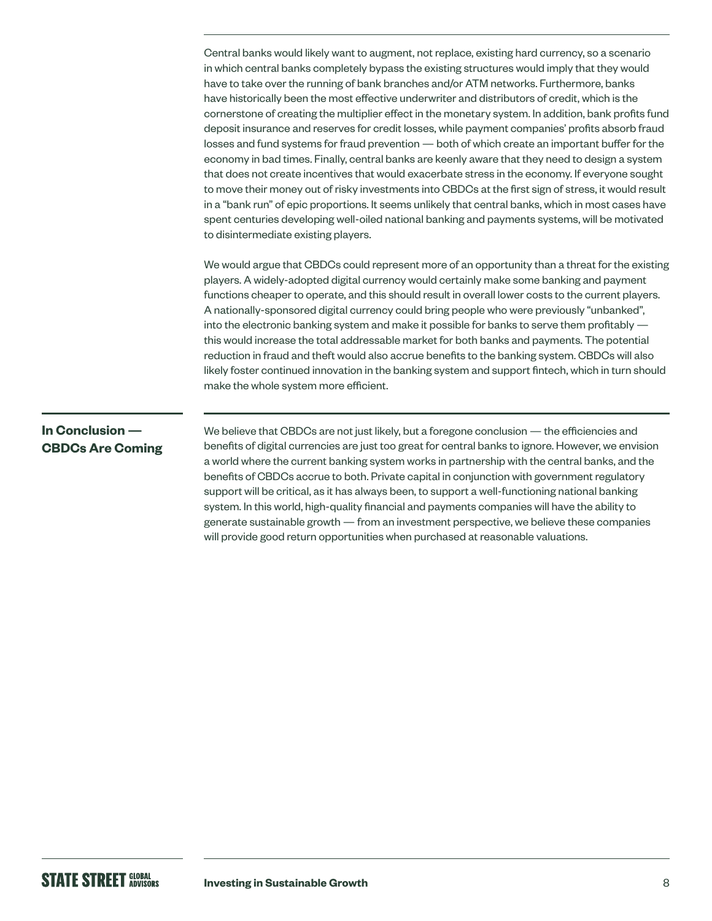Central banks would likely want to augment, not replace, existing hard currency, so a scenario in which central banks completely bypass the existing structures would imply that they would have to take over the running of bank branches and/or ATM networks. Furthermore, banks have historically been the most effective underwriter and distributors of credit, which is the cornerstone of creating the multiplier effect in the monetary system. In addition, bank profits fund deposit insurance and reserves for credit losses, while payment companies' profits absorb fraud losses and fund systems for fraud prevention — both of which create an important buffer for the economy in bad times. Finally, central banks are keenly aware that they need to design a system that does not create incentives that would exacerbate stress in the economy. If everyone sought to move their money out of risky investments into CBDCs at the first sign of stress, it would result in a "bank run" of epic proportions. It seems unlikely that central banks, which in most cases have spent centuries developing well-oiled national banking and payments systems, will be motivated to disintermediate existing players.

We would argue that CBDCs could represent more of an opportunity than a threat for the existing players. A widely-adopted digital currency would certainly make some banking and payment functions cheaper to operate, and this should result in overall lower costs to the current players. A nationally-sponsored digital currency could bring people who were previously "unbanked", into the electronic banking system and make it possible for banks to serve them profitably — this would increase the total addressable market for both banks and payments. The potential reduction in fraud and theft would also accrue benefits to the banking system. CBDCs will also likely foster continued innovation in the banking system and support fintech, which in turn should make the whole system more efficient.

## In Conclusion — CBDCs Are Coming

We believe that CBDCs are not just likely, but a foregone conclusion — the efficiencies and benefits of digital currencies are just too great for central banks to ignore. However, we envision a world where the current banking system works in partnership with the central banks, and the benefits of CBDCs accrue to both. Private capital in conjunction with government regulatory support will be critical, as it has always been, to support a well-functioning national banking system. In this world, high-quality financial and payments companies will have the ability to generate sustainable growth — from an investment perspective, we believe these companies will provide good return opportunities when purchased at reasonable valuations.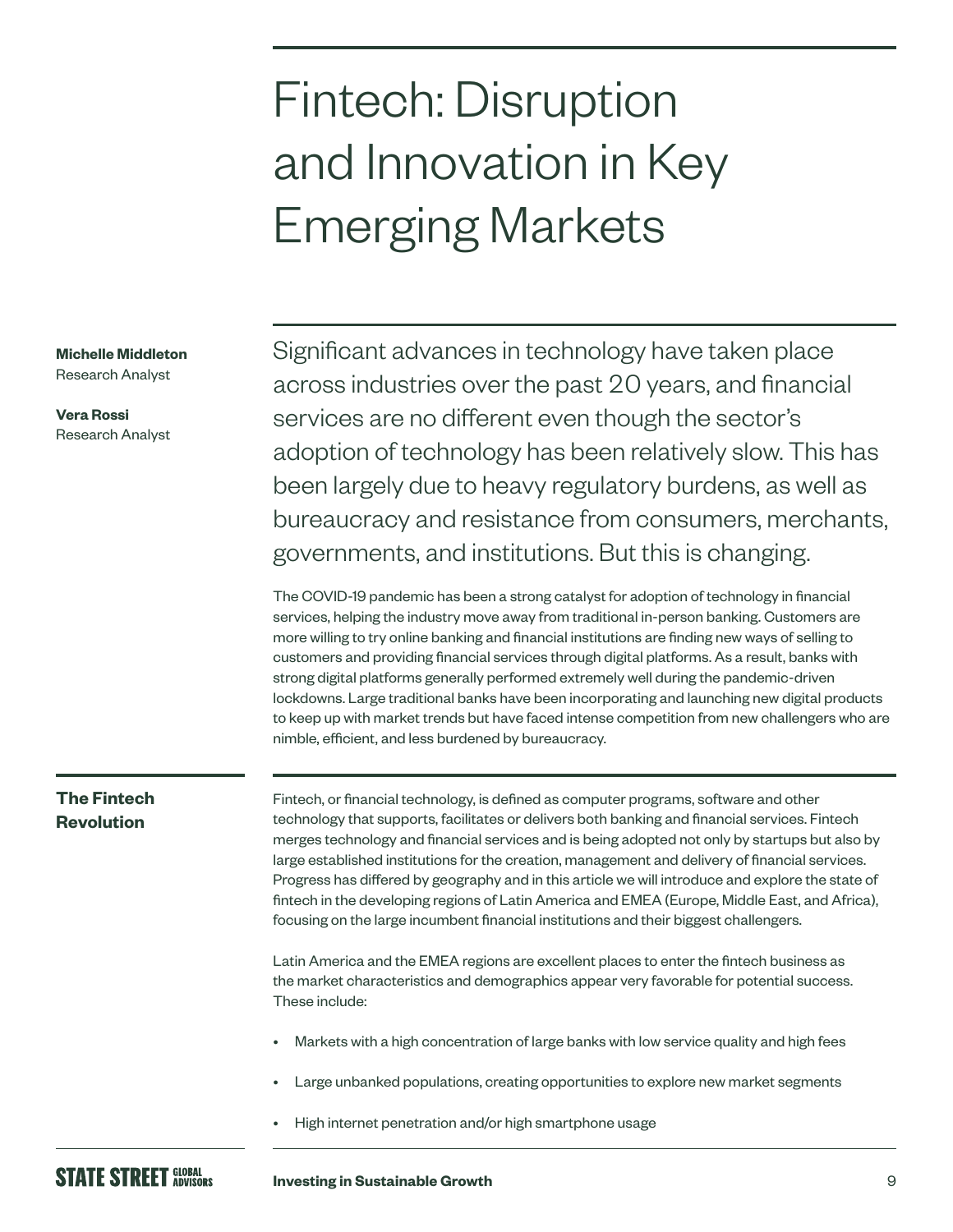# Fintech: Disruption and Innovation in Key Emerging Markets

**Michelle Middleton**
Research Analyst

**Vera Rossi**
Research Analyst

Significant advances in technology have taken place across industries over the past 20 years, and financial services are no different even though the sector's adoption of technology has been relatively slow. This has been largely due to heavy regulatory burdens, as well as bureaucracy and resistance from consumers, merchants, governments, and institutions. But this is changing.

The COVID-19 pandemic has been a strong catalyst for adoption of technology in financial services, helping the industry move away from traditional in-person banking. Customers are more willing to try online banking and financial institutions are finding new ways of selling to customers and providing financial services through digital platforms. As a result, banks with strong digital platforms generally performed extremely well during the pandemic-driven lockdowns. Large traditional banks have been incorporating and launching new digital products to keep up with market trends but have faced intense competition from new challengers who are nimble, efficient, and less burdened by bureaucracy.

## The Fintech Revolution

Fintech, or financial technology, is defined as computer programs, software and other technology that supports, facilitates or delivers both banking and financial services. Fintech merges technology and financial services and is being adopted not only by startups but also by large established institutions for the creation, management and delivery of financial services. Progress has differed by geography and in this article we will introduce and explore the state of fintech in the developing regions of Latin America and EMEA (Europe, Middle East, and Africa), focusing on the large incumbent financial institutions and their biggest challengers.

Latin America and the EMEA regions are excellent places to enter the fintech business as the market characteristics and demographics appear very favorable for potential success. These include:

- Markets with a high concentration of large banks with low service quality and high fees
- Large unbanked populations, creating opportunities to explore new market segments
- High internet penetration and/or high smartphone usage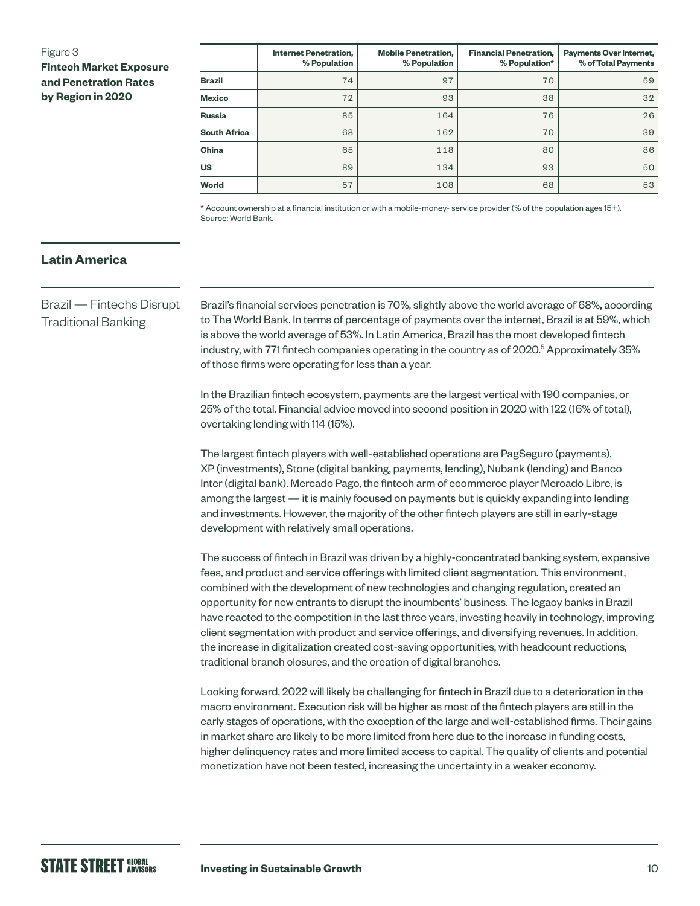Figure 3
**Fintech Market Exposure and Penetration Rates by Region in 2020**

| | Internet Penetration, % Population | Mobile Penetration, % Population | Financial Penetration, % Population* | Payments Over Internet, % of Total Payments |
|---|---|---|---|---|
| **Brazil** | 74 | 97 | 70 | 59 |
| **Mexico** | 72 | 93 | 38 | 32 |
| **Russia** | 85 | 164 | 76 | 26 |
| **South Africa** | 68 | 162 | 70 | 39 |
| **China** | 65 | 118 | 80 | 86 |
| **US** | 89 | 134 | 93 | 50 |
| **World** | 57 | 108 | 68 | 53 |

* Account ownership at a financial institution or with a mobile-money- service provider (% of the population ages 15+).
Source: World Bank.

## Latin America

### Brazil — Fintechs Disrupt Traditional Banking

Brazil's financial services penetration is 70%, slightly above the world average of 68%, according to The World Bank. In terms of percentage of payments over the internet, Brazil is at 59%, which is above the world average of 53%. In Latin America, Brazil has the most developed fintech industry, with 771 fintech companies operating in the country as of 2020.[5] Approximately 35% of those firms were operating for less than a year.

In the Brazilian fintech ecosystem, payments are the largest vertical with 190 companies, or 25% of the total. Financial advice moved into second position in 2020 with 122 (16% of total), overtaking lending with 114 (15%).

The largest fintech players with well-established operations are PagSeguro (payments), XP (investments), Stone (digital banking, payments, lending), Nubank (lending) and Banco Inter (digital bank). Mercado Pago, the fintech arm of ecommerce player Mercado Libre, is among the largest — it is mainly focused on payments but is quickly expanding into lending and investments. However, the majority of the other fintech players are still in early-stage development with relatively small operations.

The success of fintech in Brazil was driven by a highly-concentrated banking system, expensive fees, and product and service offerings with limited client segmentation. This environment, combined with the development of new technologies and changing regulation, created an opportunity for new entrants to disrupt the incumbents' business. The legacy banks in Brazil have reacted to the competition in the last three years, investing heavily in technology, improving client segmentation with product and service offerings, and diversifying revenues. In addition, the increase in digitalization created cost-saving opportunities, with headcount reductions, traditional branch closures, and the creation of digital branches.

Looking forward, 2022 will likely be challenging for fintech in Brazil due to a deterioration in the macro environment. Execution risk will be higher as most of the fintech players are still in the early stages of operations, with the exception of the large and well-established firms. Their gains in market share are likely to be more limited from here due to the increase in funding costs, higher delinquency rates and more limited access to capital. The quality of clients and potential monetization have not been tested, increasing the uncertainty in a weaker economy.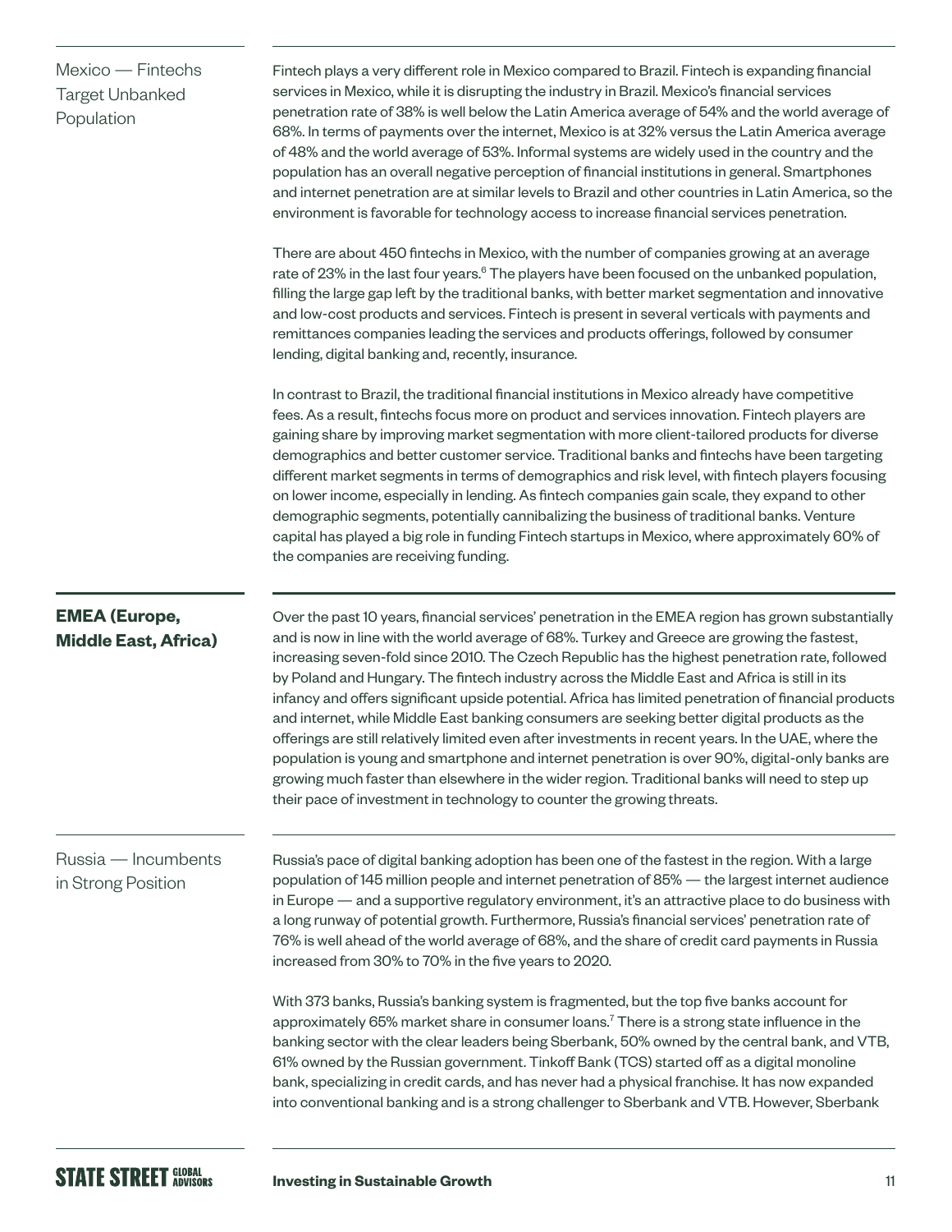### Mexico — Fintechs Target Unbanked Population

Fintech plays a very different role in Mexico compared to Brazil. Fintech is expanding financial services in Mexico, while it is disrupting the industry in Brazil. Mexico's financial services penetration rate of 38% is well below the Latin America average of 54% and the world average of 68%. In terms of payments over the internet, Mexico is at 32% versus the Latin America average of 48% and the world average of 53%. Informal systems are widely used in the country and the population has an overall negative perception of financial institutions in general. Smartphones and internet penetration are at similar levels to Brazil and other countries in Latin America, so the environment is favorable for technology access to increase financial services penetration.

There are about 450 fintechs in Mexico, with the number of companies growing at an average rate of 23% in the last four years.[6] The players have been focused on the unbanked population, filling the large gap left by the traditional banks, with better market segmentation and innovative and low-cost products and services. Fintech is present in several verticals with payments and remittances companies leading the services and products offerings, followed by consumer lending, digital banking and, recently, insurance.

In contrast to Brazil, the traditional financial institutions in Mexico already have competitive fees. As a result, fintechs focus more on product and services innovation. Fintech players are gaining share by improving market segmentation with more client-tailored products for diverse demographics and better customer service. Traditional banks and fintechs have been targeting different market segments in terms of demographics and risk level, with fintech players focusing on lower income, especially in lending. As fintech companies gain scale, they expand to other demographic segments, potentially cannibalizing the business of traditional banks. Venture capital has played a big role in funding Fintech startups in Mexico, where approximately 60% of the companies are receiving funding.

## EMEA (Europe, Middle East, Africa)

Over the past 10 years, financial services' penetration in the EMEA region has grown substantially and is now in line with the world average of 68%. Turkey and Greece are growing the fastest, increasing seven-fold since 2010. The Czech Republic has the highest penetration rate, followed by Poland and Hungary. The fintech industry across the Middle East and Africa is still in its infancy and offers significant upside potential. Africa has limited penetration of financial products and internet, while Middle East banking consumers are seeking better digital products as the offerings are still relatively limited even after investments in recent years. In the UAE, where the population is young and smartphone and internet penetration is over 90%, digital-only banks are growing much faster than elsewhere in the wider region. Traditional banks will need to step up their pace of investment in technology to counter the growing threats.

### Russia — Incumbents in Strong Position

Russia's pace of digital banking adoption has been one of the fastest in the region. With a large population of 145 million people and internet penetration of 85% — the largest internet audience in Europe — and a supportive regulatory environment, it's an attractive place to do business with a long runway of potential growth. Furthermore, Russia's financial services' penetration rate of 76% is well ahead of the world average of 68%, and the share of credit card payments in Russia increased from 30% to 70% in the five years to 2020.

With 373 banks, Russia's banking system is fragmented, but the top five banks account for approximately 65% market share in consumer loans.[7] There is a strong state influence in the banking sector with the clear leaders being Sberbank, 50% owned by the central bank, and VTB, 61% owned by the Russian government. Tinkoff Bank (TCS) started off as a digital monoline bank, specializing in credit cards, and has never had a physical franchise. It has now expanded into conventional banking and is a strong challenger to Sberbank and VTB. However, Sberbank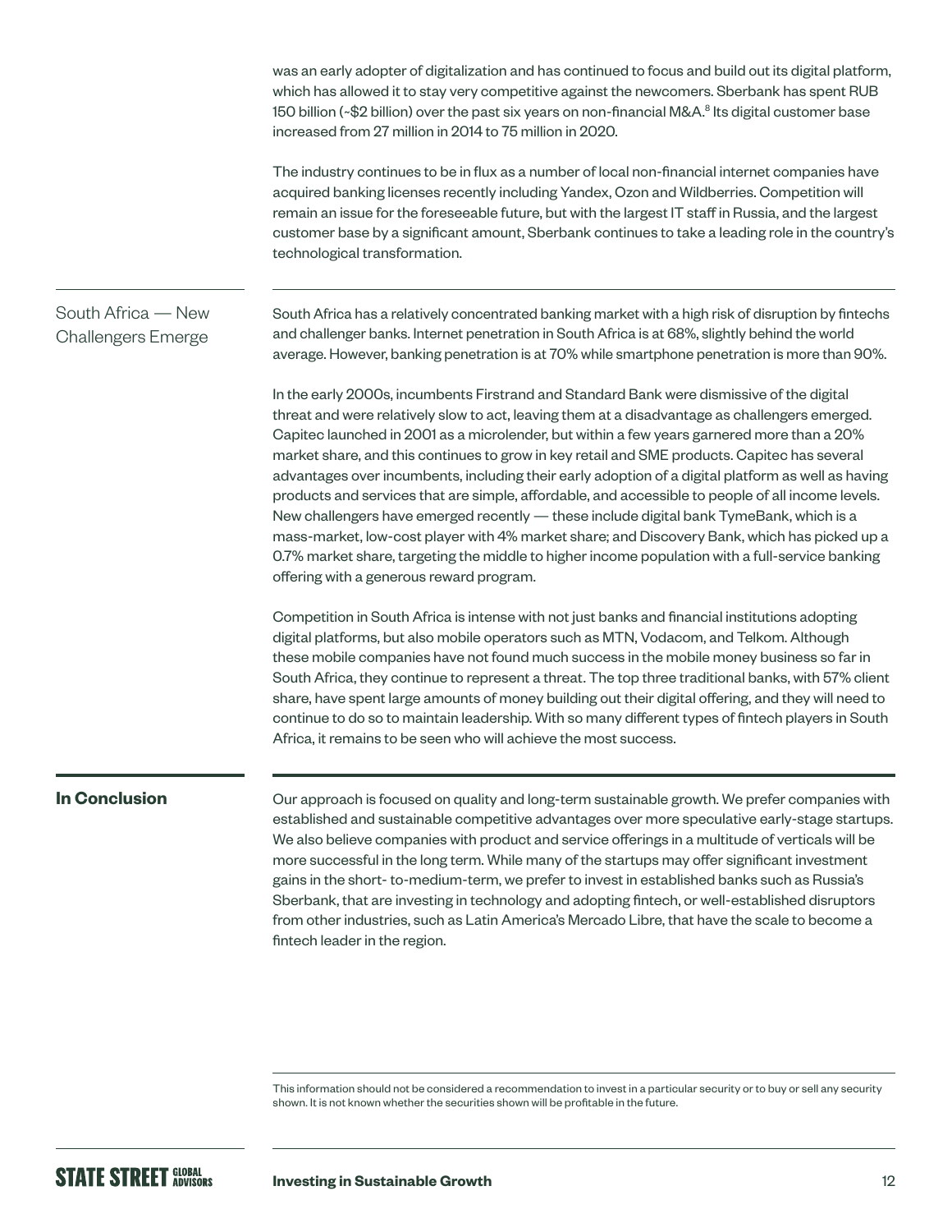was an early adopter of digitalization and has continued to focus and build out its digital platform, which has allowed it to stay very competitive against the newcomers. Sberbank has spent RUB 150 billion (~$2 billion) over the past six years on non-financial M&A.[8] Its digital customer base increased from 27 million in 2014 to 75 million in 2020.

The industry continues to be in flux as a number of local non-financial internet companies have acquired banking licenses recently including Yandex, Ozon and Wildberries. Competition will remain an issue for the foreseeable future, but with the largest IT staff in Russia, and the largest customer base by a significant amount, Sberbank continues to take a leading role in the country's technological transformation.

### South Africa — New Challengers Emerge

South Africa has a relatively concentrated banking market with a high risk of disruption by fintechs and challenger banks. Internet penetration in South Africa is at 68%, slightly behind the world average. However, banking penetration is at 70% while smartphone penetration is more than 90%.

In the early 2000s, incumbents Firstrand and Standard Bank were dismissive of the digital threat and were relatively slow to act, leaving them at a disadvantage as challengers emerged. Capitec launched in 2001 as a microlender, but within a few years garnered more than a 20% market share, and this continues to grow in key retail and SME products. Capitec has several advantages over incumbents, including their early adoption of a digital platform as well as having products and services that are simple, affordable, and accessible to people of all income levels. New challengers have emerged recently — these include digital bank TymeBank, which is a mass-market, low-cost player with 4% market share; and Discovery Bank, which has picked up a 0.7% market share, targeting the middle to higher income population with a full-service banking offering with a generous reward program.

Competition in South Africa is intense with not just banks and financial institutions adopting digital platforms, but also mobile operators such as MTN, Vodacom, and Telkom. Although these mobile companies have not found much success in the mobile money business so far in South Africa, they continue to represent a threat. The top three traditional banks, with 57% client share, have spent large amounts of money building out their digital offering, and they will need to continue to do so to maintain leadership. With so many different types of fintech players in South Africa, it remains to be seen who will achieve the most success.

## In Conclusion

Our approach is focused on quality and long-term sustainable growth. We prefer companies with established and sustainable competitive advantages over more speculative early-stage startups. We also believe companies with product and service offerings in a multitude of verticals will be more successful in the long term. While many of the startups may offer significant investment gains in the short- to-medium-term, we prefer to invest in established banks such as Russia's Sberbank, that are investing in technology and adopting fintech, or well-established disruptors from other industries, such as Latin America's Mercado Libre, that have the scale to become a fintech leader in the region.

This information should not be considered a recommendation to invest in a particular security or to buy or sell any security shown. It is not known whether the securities shown will be profitable in the future.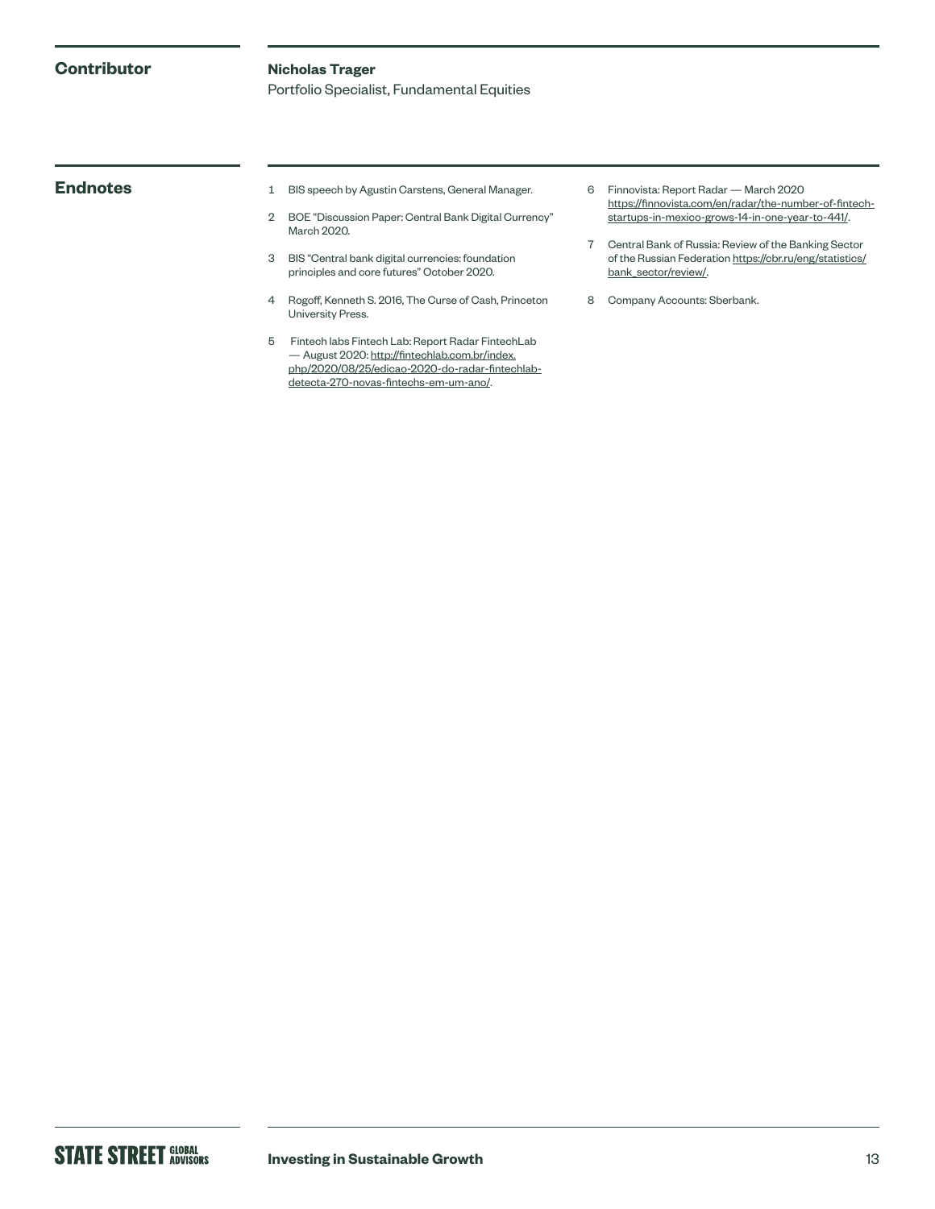## Contributor

**Nicholas Trager**
Portfolio Specialist, Fundamental Equities

## Endnotes

1. BIS speech by Agustin Carstens, General Manager.
2. BOE "Discussion Paper: Central Bank Digital Currency" March 2020.
3. BIS "Central bank digital currencies: foundation principles and core futures" October 2020.
4. Rogoff, Kenneth S. 2016, The Curse of Cash, Princeton University Press.
5. Fintech labs Fintech Lab: Report Radar FintechLab — August 2020: http://fintechlab.com.br/index.php/2020/08/25/edicao-2020-do-radar-fintechlab-detecta-270-novas-fintechs-em-um-ano/.
6. Finnovista: Report Radar — March 2020 https://finnovista.com/en/radar/the-number-of-fintech-startups-in-mexico-grows-14-in-one-year-to-441/.
7. Central Bank of Russia: Review of the Banking Sector of the Russian Federation https://cbr.ru/eng/statistics/bank_sector/review/.
8. Company Accounts: Sberbank.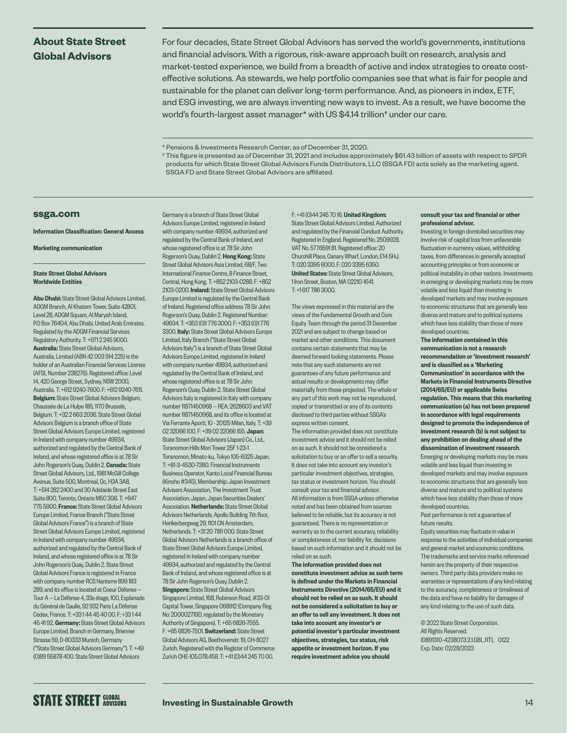## About State Street Global Advisors

For four decades, State Street Global Advisors has served the world's governments, institutions and financial advisors. With a rigorous, risk-aware approach built on research, analysis and market-tested experience, we build from a breadth of active and index strategies to create cost-effective solutions. As stewards, we help portfolio companies see that what is fair for people and sustainable for the planet can deliver long-term performance. And, as pioneers in index, ETF, and ESG investing, we are always inventing new ways to invest. As a result, we have become the world's fourth-largest asset manager* with US $4.14 trillion† under our care.

\* Pensions & Investments Research Center, as of December 31, 2020.

† This figure is presented as of December 31, 2021 and includes approximately $61.43 billion of assets with respect to SPDR products for which State Street Global Advisors Funds Distributors, LLC (SSGA FD) acts solely as the marketing agent. SSGA FD and State Street Global Advisors are affiliated.

**ssga.com**

**Information Classification: General Access**

**Marketing communication**

**State Street Global Advisors Worldwide Entities**

**Abu Dhabi:** State Street Global Advisors Limited, ADGM Branch, Al Khatem Tower, Suite 42801, Level 28, ADGM Square, Al Maryah Island, P.O Box 76404, Abu Dhabi, United Arab Emirates. Regulated by the ADGM Financial Services Regulatory Authority. T: +971 2 245 9000. **Australia:** State Street Global Advisors, Australia, Limited (ABN 42 003 914 225) is the holder of an Australian Financial Services License (AFSL Number 238276). Registered office: Level 14, 420 George Street, Sydney, NSW 2000, Australia. T: +612 9240-7600. F: +612 9240-7611. **Belgium:** State Street Global Advisors Belgium, Chaussée de La Hulpe 185, 1170 Brussels, Belgium. T: +32 2 663 2036. State Street Global Advisors Belgium is a branch office of State Street Global Advisors Europe Limited, registered in Ireland with company number 49934, authorized and regulated by the Central Bank of Ireland, and whose registered office is at 78 Sir John Rogerson's Quay, Dublin 2. **Canada:** State Street Global Advisors, Ltd., 1981 McGill College Avenue, Suite 500, Montreal, Qc, H3A 3A8, T: +514 282 2400 and 30 Adelaide Street East Suite 800, Toronto, Ontario M5C 3G6. T: +647 775 5900. **France:** State Street Global Advisors Europe Limited, France Branch ("State Street Global Advisors France") is a branch of State Street Global Advisors Europe Limited, registered in Ireland with company number 49934, authorized and regulated by the Central Bank of Ireland, and whose registered office is at 78 Sir John Rogerson's Quay, Dublin 2. State Street Global Advisors France is registered in France with company number RCS Nanterre 899 183 289, and its office is located at Coeur Défense — Tour A — La Défense 4, 33e étage, 100, Esplanade du Général de Gaulle, 92 932 Paris La Défense Cedex, France. T: +33 1 44 45 40 00. F: +33 1 44 45 41 92. **Germany:** State Street Global Advisors Europe Limited, Branch in Germany, Brienner Strasse 59, D-80333 Munich, Germany ("State Street Global Advisors Germany"). T: +49 (0)89 55878 400. State Street Global Advisors Germany is a branch of State Street Global Advisors Europe Limited, registered in Ireland with company number 49934, authorized and regulated by the Central Bank of Ireland, and whose registered office is at 78 Sir John Rogerson's Quay, Dublin 2. **Hong Kong:** State Street Global Advisors Asia Limited, 68/F, Two International Finance Centre, 8 Finance Street, Central, Hong Kong. T: +852 2103-0288. F: +852 2103-0200. **Ireland:** State Street Global Advisors Europe Limited is regulated by the Central Bank of Ireland. Registered office address 78 Sir John Rogerson's Quay, Dublin 2. Registered Number: 49934. T: +353 (0)1 776 3000. F: +353 (0)1 776 3300. **Italy:** State Street Global Advisors Europe Limited, Italy Branch ("State Street Global Advisors Italy") is a branch of State Street Global Advisors Europe Limited, registered in Ireland with company number 49934, authorized and regulated by the Central Bank of Ireland, and whose registered office is at 78 Sir John Rogerson's Quay, Dublin 2. State Street Global Advisors Italy is registered in Italy with company number 11871450968 — REA: 2628603 and VAT number 11871450968, and its office is located at Via Ferrante Aporti, 10 - 20125 Milan, Italy. T: +39 02 32066 100. F: +39 02 32066 155. **Japan:** State Street Global Advisors (Japan) Co., Ltd., Toranomon Hills Mori Tower 25F 1-23-1 Toranomon, Minato-ku, Tokyo 105-6325 Japan. T: +81-3-4530-7380. Financial Instruments Business Operator, Kanto Local Financial Bureau (Kinsho #345), Membership: Japan Investment Advisers Association, The Investment Trust Association, Japan, Japan Securities Dealers' Association. **Netherlands:** State Street Global Advisors Netherlands, Apollo Building 7th floor, Herikerbergweg 29, 1101 CN Amsterdam, Netherlands. T: +31 20 7181 000. State Street Global Advisors Netherlands is a branch office of State Street Global Advisors Europe Limited, registered in Ireland with company number 49934, authorized and regulated by the Central Bank of Ireland, and whose registered office is at 78 Sir John Rogerson's Quay, Dublin 2. **Singapore:** State Street Global Advisors Singapore Limited, 168, Robinson Road, #33-01 Capital Tower, Singapore 068912 (Company Reg. No: 200002719D, regulated by the Monetary Authority of Singapore). T: +65 6826-7555. F: +65 6826-7501. **Switzerland:** State Street Global Advisors AG, Beethovenstr. 19, CH-8027 Zurich. Registered with the Register of Commerce Zurich CHE-105.078.458. T: +41 (0)44 245 70 00. F: +41 (0)44 245 70 16. **United Kingdom:** State Street Global Advisors Limited. Authorized and regulated by the Financial Conduct Authority. Registered in England. Registered No. 2509928. VAT No. 5776591 81. Registered office: 20 Churchill Place, Canary Wharf, London, E14 5HJ. T: 020 3395 6000. F: 020 3395 6350. **United States:** State Street Global Advisors, 1 Iron Street, Boston, MA 02210-1641. T: +1 617 786 3000.

The views expressed in this material are the views of the Fundamental Growth and Core Equity Team through the period 31 December 2021 and are subject to change based on market and other conditions. This document contains certain statements that may be deemed forward looking statements. Please note that any such statements are not guarantees of any future performance and actual results or developments may differ materially from those projected. The whole or any part of this work may not be reproduced, copied or transmitted or any of its contents disclosed to third parties without SSGA's express written consent.

The information provided does not constitute investment advice and it should not be relied on as such. It should not be considered a solicitation to buy or an offer to sell a security. It does not take into account any investor's particular investment objectives, strategies, tax status or investment horizon. You should consult your tax and financial advisor.

All information is from SSGA unless otherwise noted and has been obtained from sources believed to be reliable, but its accuracy is not guaranteed. There is no representation or warranty as to the current accuracy, reliability or completeness of, nor liability for, decisions based on such information and it should not be relied on as such.

**The information provided does not constitute investment advice as such term is defined under the Markets in Financial Instruments Directive (2014/65/EU) and it should not be relied on as such. It should not be considered a solicitation to buy or an offer to sell any investment. It does not take into account any investor's or potential investor's particular investment objectives, strategies, tax status, risk appetite or investment horizon. If you require investment advice you should consult your tax and financial or other professional advisor.**

Investing in foreign domiciled securities may involve risk of capital loss from unfavorable fluctuation in currency values, withholding taxes, from differences in generally accepted accounting principles or from economic or political instability in other nations. Investments in emerging or developing markets may be more volatile and less liquid than investing in developed markets and may involve exposure to economic structures that are generally less diverse and mature and to political systems which have less stability than those of more developed countries.

**The information contained in this communication is not a research recommendation or 'investment research' and is classified as a 'Marketing Communication' in accordance with the Markets in Financial Instruments Directive (2014/65/EU) or applicable Swiss regulation. This means that this marketing communication (a) has not been prepared in accordance with legal requirements designed to promote the independence of investment research (b) is not subject to any prohibition on dealing ahead of the dissemination of investment research.**

Emerging or developing markets may be more volatile and less liquid than investing in developed markets and may involve exposure to economic structures that are generally less diverse and mature and to political systems which have less stability than those of more developed countries.

Past performance is not a guarantee of future results.

Equity securities may fluctuate in value in response to the activities of individual companies and general market and economic conditions.

The trademarks and service marks referenced herein are the property of their respective owners. Third party data providers make no warranties or representations of any kind relating to the accuracy, completeness or timeliness of the data and have no liability for damages of any kind relating to the use of such data.

© 2022 State Street Corporation.
All Rights Reserved.
ID891310-4238073.2.1.GBL.RTL 0122
Exp. Date: 02/28/2023